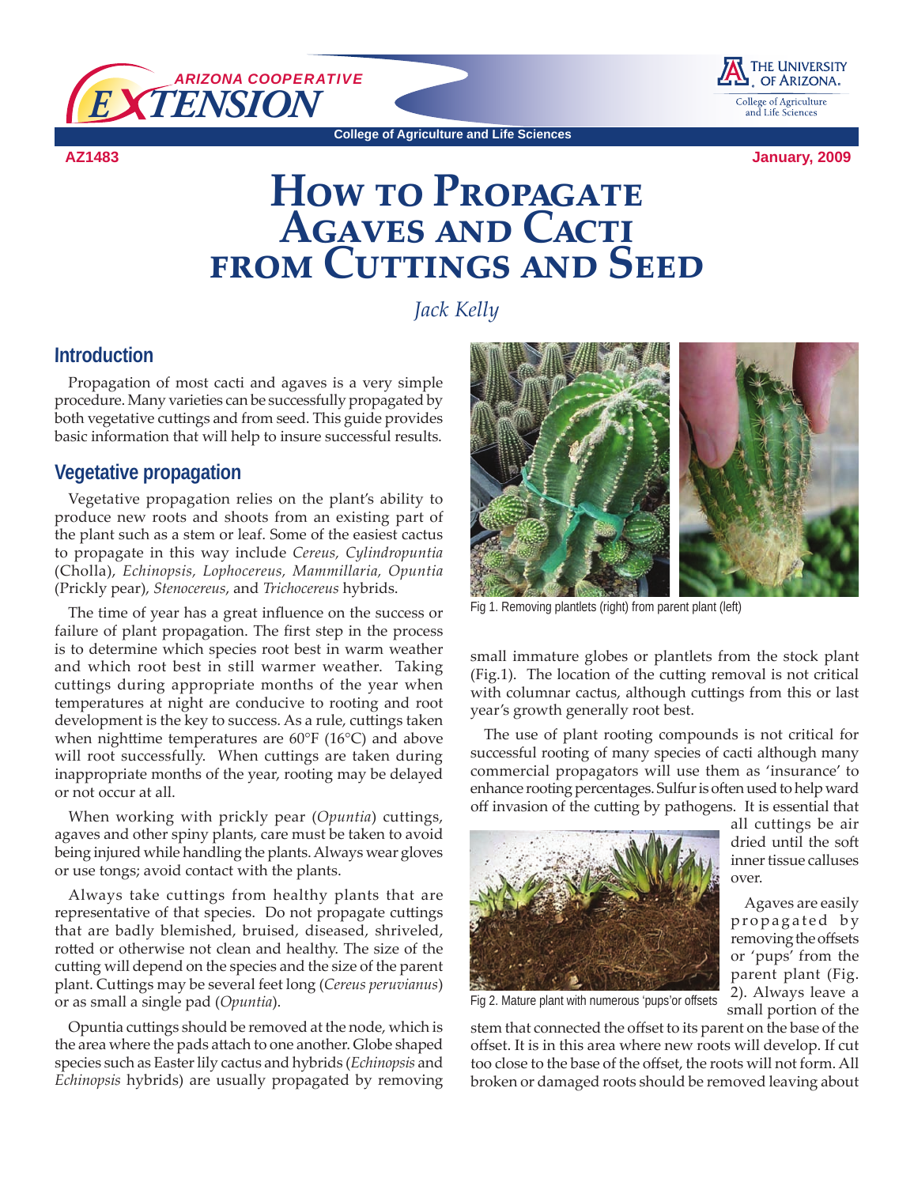AZ1483 January, 2009

# How to Propagate Agaves and Cacti from Cuttings and Seed

*Jack Kelly*

## Introduction

Propagation of most cacti and agaves is a very simple procedure. Many varieties can be successfully propagated by both vegetative cuttings and from seed. This guide provides basic information that will help to insure successful results.

## Vegetative propagation

Vegetative propagation relies on the plant's ability to produce new roots and shoots from an existing part of the plant such as a stem or leaf. Some of the easiest cactus to propagate in this way include *Cereus, Cylindropuntia* (Cholla), *Echinopsis, Lophocereus, Mammillaria, Opuntia* (Prickly pear), *Stenocereus*, and *Trichocereus* hybrids.

The time of year has a great influence on the success or failure of plant propagation. The first step in the process is to determine which species root best in warm weather and which root best in still warmer weather. Taking cuttings during appropriate months of the year when temperatures at night are conducive to rooting and root development is the key to success. As a rule, cuttings taken when nighttime temperatures are 60°F (16°C) and above will root successfully. When cuttings are taken during inappropriate months of the year, rooting may be delayed or not occur at all.

When working with prickly pear (*Opuntia*) cuttings, agaves and other spiny plants, care must be taken to avoid being injured while handling the plants. Always wear gloves or use tongs; avoid contact with the plants.

Always take cuttings from healthy plants that are representative of that species. Do not propagate cuttings that are badly blemished, bruised, diseased, shriveled, rotted or otherwise not clean and healthy. The size of the cutting will depend on the species and the size of the parent plant. Cuttings may be several feet long (*Cereus peruvianus*) or as small a single pad (*Opuntia*).

Opuntia cuttings should be removed at the node, which is the area where the pads attach to one another. Globe shaped species such as Easter lily cactus and hybrids (*Echinopsis* and *Echinopsis* hybrids) are usually propagated by removing small immature globes or plantlets from the stock plant (Fig.1). The location of the cutting removal is not critical with columnar cactus, although cuttings from this or last year's growth generally root best.

Fig 1. Removing plantlets (right) from parent plant (left)

The use of plant rooting compounds is not critical for successful rooting of many species of cacti although many commercial propagators will use them as 'insurance' to enhance rooting percentages. Sulfur is often used to help ward off invasion of the cutting by pathogens. It is essential that all cuttings be air dried until the soft inner tissue calluses over.

Agaves are easily propagated by removing the offsets or 'pups' from the parent plant (Fig. 2). Always leave a small portion of the stem that connected the offset to its parent on the base of the offset. It is in this area where new roots will develop. If cut too close to the base of the offset, the roots will not form. All broken or damaged roots should be removed leaving about

Fig 2. Mature plant with numerous 'pups'or offsets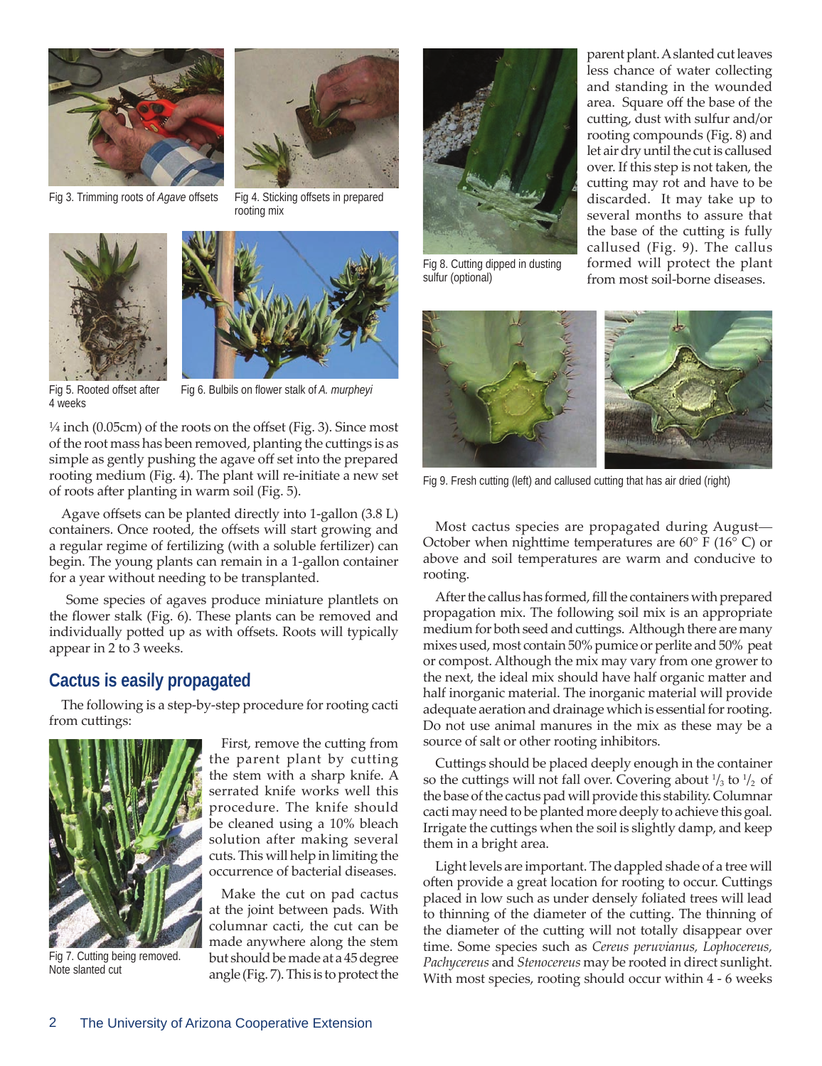Fig 3. Trimming roots of *Agave* offsets

Fig 4. Sticking offsets in prepared rooting mix

Fig 5. Rooted offset after 4 weeks

Fig 6. Bulbils on flower stalk of *A. murpheyi*

¼ inch (0.05cm) of the roots on the offset (Fig. 3). Since most of the root mass has been removed, planting the cuttings is as simple as gently pushing the agave off set into the prepared rooting medium (Fig. 4). The plant will re-initiate a new set of roots after planting in warm soil (Fig. 5).

Agave offsets can be planted directly into 1-gallon (3.8 L) containers. Once rooted, the offsets will start growing and a regular regime of fertilizing (with a soluble fertilizer) can begin. The young plants can remain in a 1-gallon container for a year without needing to be transplanted.

Some species of agaves produce miniature plantlets on the flower stalk (Fig. 6). These plants can be removed and individually potted up as with offsets. Roots will typically appear in 2 to 3 weeks.

## Cactus is easily propagated

The following is a step-by-step procedure for rooting cacti from cuttings:

Fig 7. Cutting being removed. Note slanted cut

First, remove the cutting from the parent plant by cutting the stem with a sharp knife. A serrated knife works well this procedure. The knife should be cleaned using a 10% bleach solution after making several cuts. This will help in limiting the occurrence of bacterial diseases.

Make the cut on pad cactus at the joint between pads. With columnar cacti, the cut can be made anywhere along the stem but should be made at a 45 degree angle (Fig. 7). This is to protect the parent plant. A slanted cut leaves less chance of water collecting and standing in the wounded area. Square off the base of the cutting, dust with sulfur and/or rooting compounds (Fig. 8) and let air dry until the cut is callused over. If this step is not taken, the cutting may rot and have to be discarded. It may take up to several months to assure that the base of the cutting is fully callused (Fig. 9). The callus formed will protect the plant from most soil-borne diseases.

Fig 8. Cutting dipped in dusting sulfur (optional)

Fig 9. Fresh cutting (left) and callused cutting that has air dried (right)

Most cactus species are propagated during August—October when nighttime temperatures are 60° F (16° C) or above and soil temperatures are warm and conducive to rooting.

After the callus has formed, fill the containers with prepared propagation mix. The following soil mix is an appropriate medium for both seed and cuttings. Although there are many mixes used, most contain 50% pumice or perlite and 50% peat or compost. Although the mix may vary from one grower to the next, the ideal mix should have half organic matter and half inorganic material. The inorganic material will provide adequate aeration and drainage which is essential for rooting. Do not use animal manures in the mix as these may be a source of salt or other rooting inhibitors.

Cuttings should be placed deeply enough in the container so the cuttings will not fall over. Covering about $^1/_3$ to $^1/_2$ of the base of the cactus pad will provide this stability. Columnar cacti may need to be planted more deeply to achieve this goal. Irrigate the cuttings when the soil is slightly damp, and keep them in a bright area.

Light levels are important. The dappled shade of a tree will often provide a great location for rooting to occur. Cuttings placed in low such as under densely foliated trees will lead to thinning of the diameter of the cutting. The thinning of the diameter of the cutting will not totally disappear over time. Some species such as *Cereus peruvianus, Lophocereus, Pachycereus* and *Stenocereus* may be rooted in direct sunlight. With most species, rooting should occur within 4 - 6 weeks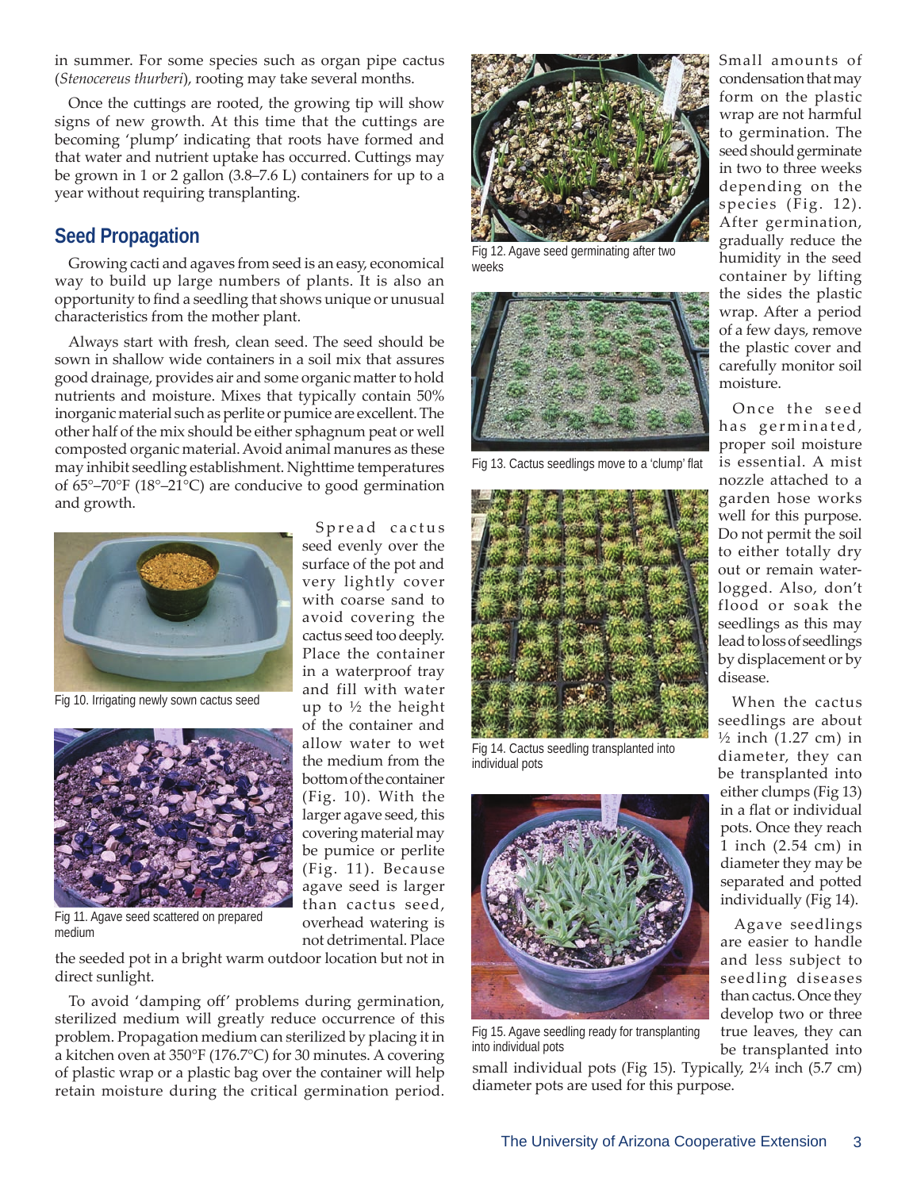in summer. For some species such as organ pipe cactus (*Stenocereus thurberi*), rooting may take several months.

Once the cuttings are rooted, the growing tip will show signs of new growth. At this time that the cuttings are becoming 'plump' indicating that roots have formed and that water and nutrient uptake has occurred. Cuttings may be grown in 1 or 2 gallon (3.8–7.6 L) containers for up to a year without requiring transplanting.

## Seed Propagation

Growing cacti and agaves from seed is an easy, economical way to build up large numbers of plants. It is also an opportunity to find a seedling that shows unique or unusual characteristics from the mother plant.

Always start with fresh, clean seed. The seed should be sown in shallow wide containers in a soil mix that assures good drainage, provides air and some organic matter to hold nutrients and moisture. Mixes that typically contain 50% inorganic material such as perlite or pumice are excellent. The other half of the mix should be either sphagnum peat or well composted organic material. Avoid animal manures as these may inhibit seedling establishment. Nighttime temperatures of 65°–70°F (18°–21°C) are conducive to good germination and growth.

Fig 10. Irrigating newly sown cactus seed

Fig 11. Agave seed scattered on prepared medium

Spread cactus seed evenly over the surface of the pot and very lightly cover with coarse sand to avoid covering the cactus seed too deeply. Place the container in a waterproof tray and fill with water up to ½ the height of the container and allow water to wet the medium from the bottom of the container (Fig. 10). With the larger agave seed, this covering material may be pumice or perlite (Fig. 11). Because agave seed is larger than cactus seed, overhead watering is not detrimental. Place the seeded pot in a bright warm outdoor location but not in direct sunlight.

To avoid 'damping off' problems during germination, sterilized medium will greatly reduce occurrence of this problem. Propagation medium can sterilized by placing it in a kitchen oven at 350°F (176.7°C) for 30 minutes. A covering of plastic wrap or a plastic bag over the container will help retain moisture during the critical germination period.

Fig 12. Agave seed germinating after two weeks

Fig 13. Cactus seedlings move to a 'clump' flat

Fig 14. Cactus seedling transplanted into individual pots

Fig 15. Agave seedling ready for transplanting into individual pots

Small amounts of condensation that may form on the plastic wrap are not harmful to germination. The seed should germinate in two to three weeks depending on the species (Fig. 12). After germination, gradually reduce the humidity in the seed container by lifting the sides the plastic wrap. After a period of a few days, remove the plastic cover and carefully monitor soil moisture.

Once the seed has germinated, proper soil moisture is essential. A mist nozzle attached to a garden hose works well for this purpose. Do not permit the soil to either totally dry out or remain water-logged. Also, don't flood or soak the seedlings as this may lead to loss of seedlings by displacement or by disease.

When the cactus seedlings are about ½ inch (1.27 cm) in diameter, they can be transplanted into either clumps (Fig 13) in a flat or individual pots. Once they reach 1 inch (2.54 cm) in diameter they may be separated and potted individually (Fig 14).

Agave seedlings are easier to handle and less subject to seedling diseases than cactus. Once they develop two or three true leaves, they can be transplanted into small individual pots (Fig 15). Typically, 2¼ inch (5.7 cm) diameter pots are used for this purpose.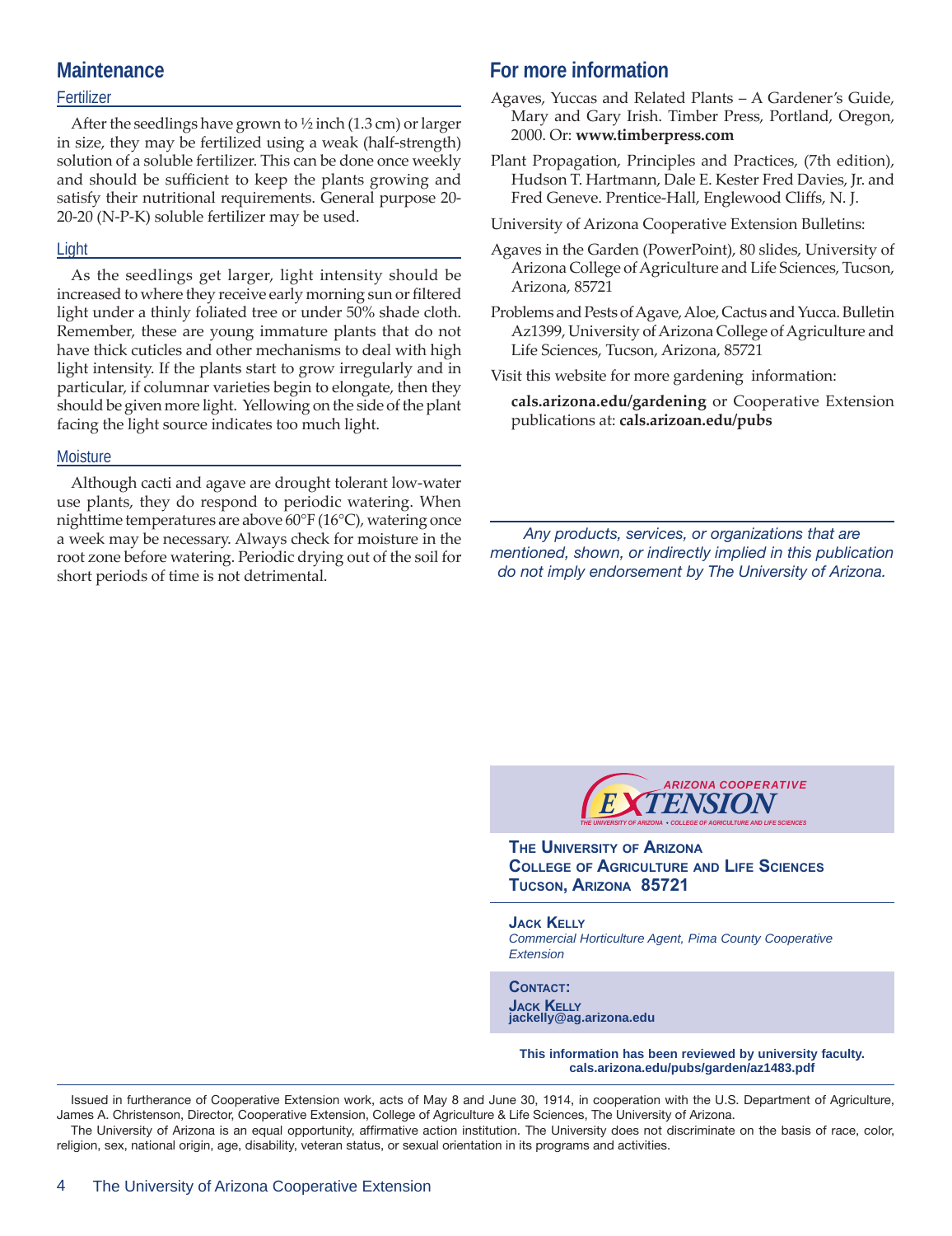## Maintenance

### Fertilizer

After the seedlings have grown to ½ inch (1.3 cm) or larger in size, they may be fertilized using a weak (half-strength) solution of a soluble fertilizer. This can be done once weekly and should be sufficient to keep the plants growing and satisfy their nutritional requirements. General purpose 20-20-20 (N-P-K) soluble fertilizer may be used.

### Light

As the seedlings get larger, light intensity should be increased to where they receive early morning sun or filtered light under a thinly foliated tree or under 50% shade cloth. Remember, these are young immature plants that do not have thick cuticles and other mechanisms to deal with high light intensity. If the plants start to grow irregularly and in particular, if columnar varieties begin to elongate, then they should be given more light. Yellowing on the side of the plant facing the light source indicates too much light.

### Moisture

Although cacti and agave are drought tolerant low-water use plants, they do respond to periodic watering. When nighttime temperatures are above 60°F (16°C), watering once a week may be necessary. Always check for moisture in the root zone before watering. Periodic drying out of the soil for short periods of time is not detrimental.

## For more information

Agaves, Yuccas and Related Plants – A Gardener's Guide, Mary and Gary Irish. Timber Press, Portland, Oregon, 2000. Or: **www.timberpress.com**

Plant Propagation, Principles and Practices, (7th edition), Hudson T. Hartmann, Dale E. Kester Fred Davies, Jr. and Fred Geneve. Prentice-Hall, Englewood Cliffs, N. J.

University of Arizona Cooperative Extension Bulletins:

Agaves in the Garden (PowerPoint), 80 slides, University of Arizona College of Agriculture and Life Sciences, Tucson, Arizona, 85721

Problems and Pests of Agave, Aloe, Cactus and Yucca. Bulletin Az1399, University of Arizona College of Agriculture and Life Sciences, Tucson, Arizona, 85721

Visit this website for more gardening information:

**cals.arizona.edu/gardening** or Cooperative Extension publications at: **cals.arizoan.edu/pubs**

*Any products, services, or organizations that are mentioned, shown, or indirectly implied in this publication do not imply endorsement by The University of Arizona.*

ARIZONA COOPERATIVE EXTENSION
THE UNIVERSITY OF ARIZONA • COLLEGE OF AGRICULTURE AND LIFE SCIENCES

**The University of Arizona**
**College of Agriculture and Life Sciences**
**Tucson, Arizona 85721**

**Jack Kelly**
*Commercial Horticulture Agent, Pima County Cooperative Extension*

**Contact:**
**Jack Kelly**
**jackelly@ag.arizona.edu**

**This information has been reviewed by university faculty.**
**cals.arizona.edu/pubs/garden/az1483.pdf**

Issued in furtherance of Cooperative Extension work, acts of May 8 and June 30, 1914, in cooperation with the U.S. Department of Agriculture, James A. Christenson, Director, Cooperative Extension, College of Agriculture & Life Sciences, The University of Arizona.

The University of Arizona is an equal opportunity, affirmative action institution. The University does not discriminate on the basis of race, color, religion, sex, national origin, age, disability, veteran status, or sexual orientation in its programs and activities.